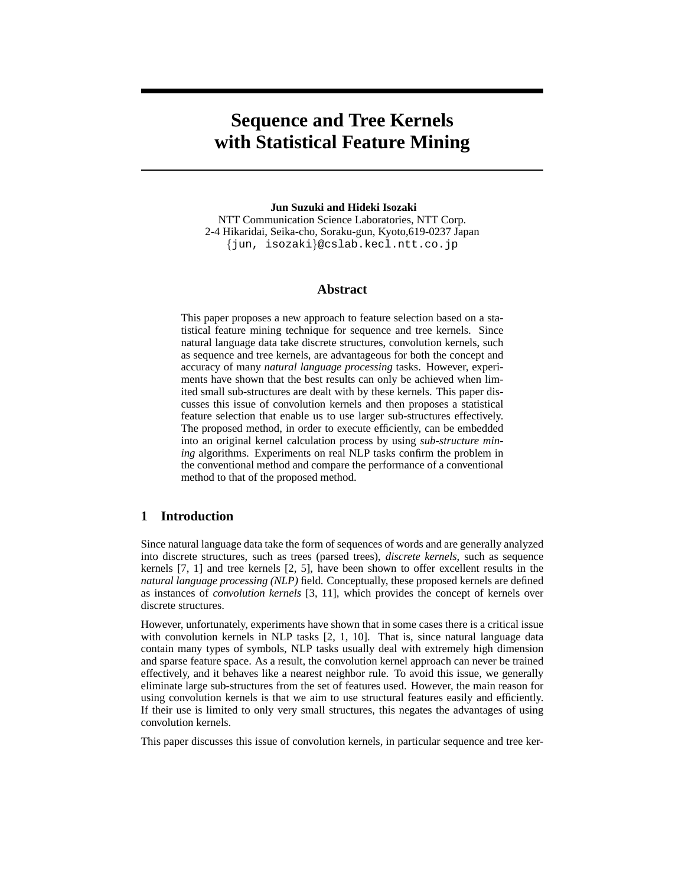# Sequence and Tree Kernels with Statistical Feature Mining

**Jun Suzuki and Hideki Isozaki**
NTT Communication Science Laboratories, NTT Corp.
2-4 Hikaridai, Seika-cho, Soraku-gun, Kyoto,619-0237 Japan
{jun, isozaki}@cslab.kecl.ntt.co.jp

## Abstract

This paper proposes a new approach to feature selection based on a statistical feature mining technique for sequence and tree kernels. Since natural language data take discrete structures, convolution kernels, such as sequence and tree kernels, are advantageous for both the concept and accuracy of many *natural language processing* tasks. However, experiments have shown that the best results can only be achieved when limited small sub-structures are dealt with by these kernels. This paper discusses this issue of convolution kernels and then proposes a statistical feature selection that enable us to use larger sub-structures effectively. The proposed method, in order to execute efficiently, can be embedded into an original kernel calculation process by using *sub-structure mining* algorithms. Experiments on real NLP tasks confirm the problem in the conventional method and compare the performance of a conventional method to that of the proposed method.

## 1 Introduction

Since natural language data take the form of sequences of words and are generally analyzed into discrete structures, such as trees (parsed trees), *discrete kernels*, such as sequence kernels [7, 1] and tree kernels [2, 5], have been shown to offer excellent results in the *natural language processing (NLP)* field. Conceptually, these proposed kernels are defined as instances of *convolution kernels* [3, 11], which provides the concept of kernels over discrete structures.

However, unfortunately, experiments have shown that in some cases there is a critical issue with convolution kernels in NLP tasks [2, 1, 10]. That is, since natural language data contain many types of symbols, NLP tasks usually deal with extremely high dimension and sparse feature space. As a result, the convolution kernel approach can never be trained effectively, and it behaves like a nearest neighbor rule. To avoid this issue, we generally eliminate large sub-structures from the set of features used. However, the main reason for using convolution kernels is that we aim to use structural features easily and efficiently. If their use is limited to only very small structures, this negates the advantages of using convolution kernels.

This paper discusses this issue of convolution kernels, in particular sequence and tree ker-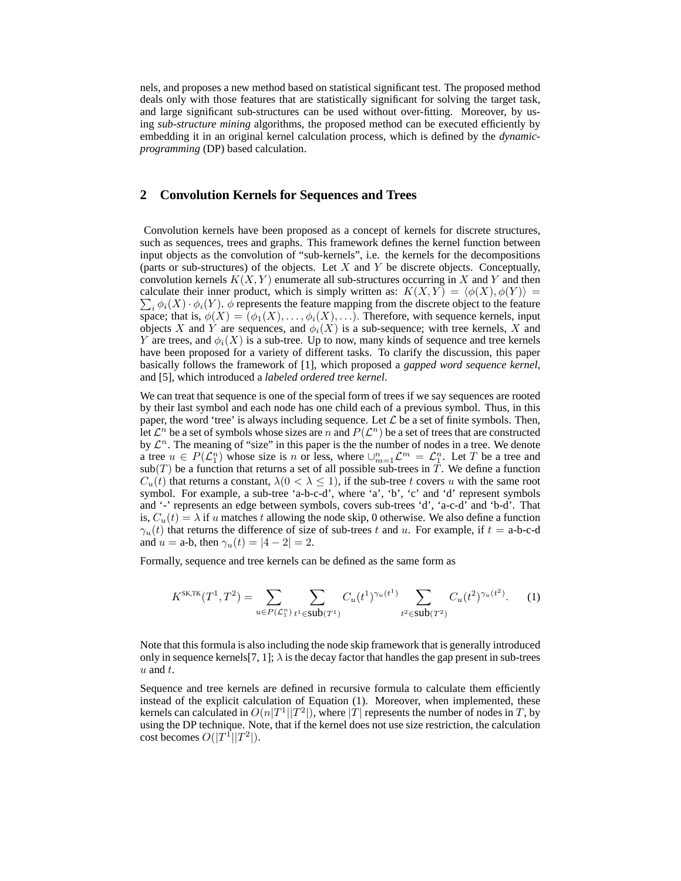nels, and proposes a new method based on statistical significant test. The proposed method deals only with those features that are statistically significant for solving the target task, and large significant sub-structures can be used without over-fitting. Moreover, by using *sub-structure mining* algorithms, the proposed method can be executed efficiently by embedding it in an original kernel calculation process, which is defined by the *dynamic-programming* (DP) based calculation.

## 2 Convolution Kernels for Sequences and Trees

Convolution kernels have been proposed as a concept of kernels for discrete structures, such as sequences, trees and graphs. This framework defines the kernel function between input objects as the convolution of "sub-kernels", i.e. the kernels for the decompositions (parts or sub-structures) of the objects. Let $X$ and $Y$ be discrete objects. Conceptually, convolution kernels $K(X, Y)$ enumerate all sub-structures occurring in $X$ and $Y$ and then calculate their inner product, which is simply written as: $K(X, Y) = \langle \phi(X), \phi(Y) \rangle = \sum_i \phi_i(X) \cdot \phi_i(Y)$. $\phi$ represents the feature mapping from the discrete object to the feature space; that is, $\phi(X) = (\phi_1(X), \ldots, \phi_i(X), \ldots)$. Therefore, with sequence kernels, input objects $X$ and $Y$ are sequences, and $\phi_i(X)$ is a sub-sequence; with tree kernels, $X$ and $Y$ are trees, and $\phi_i(X)$ is a sub-tree. Up to now, many kinds of sequence and tree kernels have been proposed for a variety of different tasks. To clarify the discussion, this paper basically follows the framework of [1], which proposed a *gapped word sequence kernel*, and [5], which introduced a *labeled ordered tree kernel*.

We can treat that sequence is one of the special form of trees if we say sequences are rooted by their last symbol and each node has one child each of a previous symbol. Thus, in this paper, the word 'tree' is always including sequence. Let $\mathcal{L}$ be a set of finite symbols. Then, let $\mathcal{L}^n$ be a set of symbols whose sizes are $n$ and $P(\mathcal{L}^n)$ be a set of trees that are constructed by $\mathcal{L}^n$. The meaning of "size" in this paper is the the number of nodes in a tree. We denote a tree $u \in P(\mathcal{L}_1^n)$ whose size is $n$ or less, where $\cup_{m=1}^{n} \mathcal{L}^m = \mathcal{L}_1^n$. Let $T$ be a tree and $\text{sub}(T)$ be a function that returns a set of all possible sub-trees in $T$. We define a function $C_u(t)$ that returns a constant, $\lambda (0 < \lambda \leq 1)$, if the sub-tree $t$ covers $u$ with the same root symbol. For example, a sub-tree 'a-b-c-d', where 'a', 'b', 'c' and 'd' represent symbols and '-' represents an edge between symbols, covers sub-trees 'd', 'a-c-d' and 'b-d'. That is, $C_u(t) = \lambda$ if $u$ matches $t$ allowing the node skip, 0 otherwise. We also define a function $\gamma_u(t)$ that returns the difference of size of sub-trees $t$ and $u$. For example, if $t =$ a-b-c-d and $u =$ a-b, then $\gamma_u(t) = |4 - 2| = 2$.

Formally, sequence and tree kernels can be defined as the same form as

$$K^{\text{SK,TK}}(T^1, T^2) = \sum_{u \in P(\mathcal{L}_1^n)} \sum_{t^1 \in \text{sub}(T^1)} C_u(t^1)^{\gamma_u(t^1)} \sum_{t^2 \in \text{sub}(T^2)} C_u(t^2)^{\gamma_u(t^2)}. \quad (1)$$

Note that this formula is also including the node skip framework that is generally introduced only in sequence kernels[7, 1]; $\lambda$ is the decay factor that handles the gap present in sub-trees $u$ and $t$.

Sequence and tree kernels are defined in recursive formula to calculate them efficiently instead of the explicit calculation of Equation (1). Moreover, when implemented, these kernels can calculated in $O(n|T^1||T^2|)$, where $|T|$ represents the number of nodes in $T$, by using the DP technique. Note, that if the kernel does not use size restriction, the calculation cost becomes $O(|T^1||T^2|)$.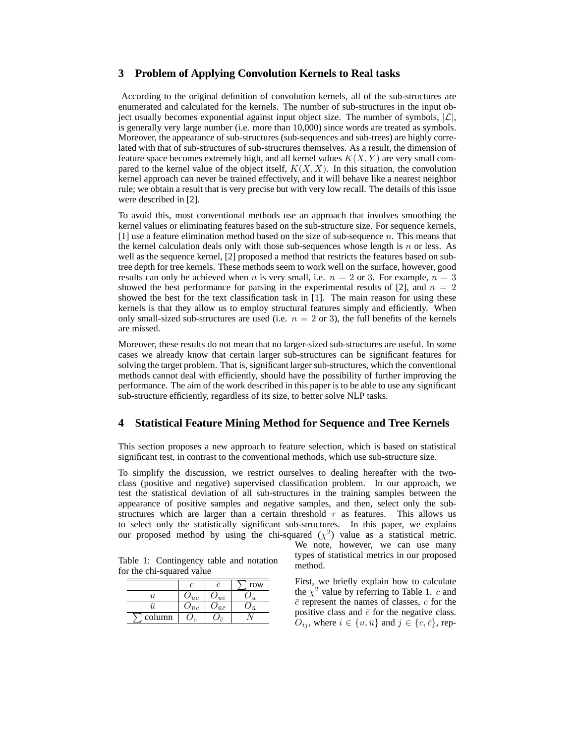## 3 Problem of Applying Convolution Kernels to Real tasks

According to the original definition of convolution kernels, all of the sub-structures are enumerated and calculated for the kernels. The number of sub-structures in the input object usually becomes exponential against input object size. The number of symbols, $|\mathcal{L}|$, is generally very large number (i.e. more than 10,000) since words are treated as symbols. Moreover, the appearance of sub-structures (sub-sequences and sub-trees) are highly correlated with that of sub-structures of sub-structures themselves. As a result, the dimension of feature space becomes extremely high, and all kernel values $K(X, Y)$ are very small compared to the kernel value of the object itself, $K(X, X)$. In this situation, the convolution kernel approach can never be trained effectively, and it will behave like a nearest neighbor rule; we obtain a result that is very precise but with very low recall. The details of this issue were described in [2].

To avoid this, most conventional methods use an approach that involves smoothing the kernel values or eliminating features based on the sub-structure size. For sequence kernels, [1] use a feature elimination method based on the size of sub-sequence $n$. This means that the kernel calculation deals only with those sub-sequences whose length is $n$ or less. As well as the sequence kernel, [2] proposed a method that restricts the features based on sub-tree depth for tree kernels. These methods seem to work well on the surface, however, good results can only be achieved when $n$ is very small, i.e. $n = 2$ or 3. For example, $n = 3$ showed the best performance for parsing in the experimental results of [2], and $n = 2$ showed the best for the text classification task in [1]. The main reason for using these kernels is that they allow us to employ structural features simply and efficiently. When only small-sized sub-structures are used (i.e. $n = 2$ or 3), the full benefits of the kernels are missed.

Moreover, these results do not mean that no larger-sized sub-structures are useful. In some cases we already know that certain larger sub-structures can be significant features for solving the target problem. That is, significant larger sub-structures, which the conventional methods cannot deal with efficiently, should have the possibility of further improving the performance. The aim of the work described in this paper is to be able to use any significant sub-structure efficiently, regardless of its size, to better solve NLP tasks.

## 4 Statistical Feature Mining Method for Sequence and Tree Kernels

This section proposes a new approach to feature selection, which is based on statistical significant test, in contrast to the conventional methods, which use sub-structure size.

To simplify the discussion, we restrict ourselves to dealing hereafter with the two-class (positive and negative) supervised classification problem. In our approach, we test the statistical deviation of all sub-structures in the training samples between the appearance of positive samples and negative samples, and then, select only the sub-structures which are larger than a certain threshold $\tau$ as features. This allows us to select only the statistically significant sub-structures. In this paper, we explains our proposed method by using the chi-squared ($\chi^2$) value as a statistical metric. We note, however, we can use many types of statistical metrics in our proposed method.

Table 1: Contingency table and notation for the chi-squared value

| | $c$ | $\bar{c}$ | $\sum$ row |
|---|---|---|---|
| $u$ | $O_{uc}$ | $O_{u\bar{c}}$ | $O_u$ |
| $\bar{u}$ | $O_{\bar{u}c}$ | $O_{\bar{u}\bar{c}}$ | $O_{\bar{u}}$ |
| $\sum$ column | $O_c$ | $O_{\bar{c}}$ | $N$ |

First, we briefly explain how to calculate the $\chi^2$ value by referring to Table 1. $c$ and $\bar{c}$ represent the names of classes, $c$ for the positive class and $\bar{c}$ for the negative class. $O_{ij}$, where $i \in \{u, \bar{u}\}$ and $j \in \{c, \bar{c}\}$, rep-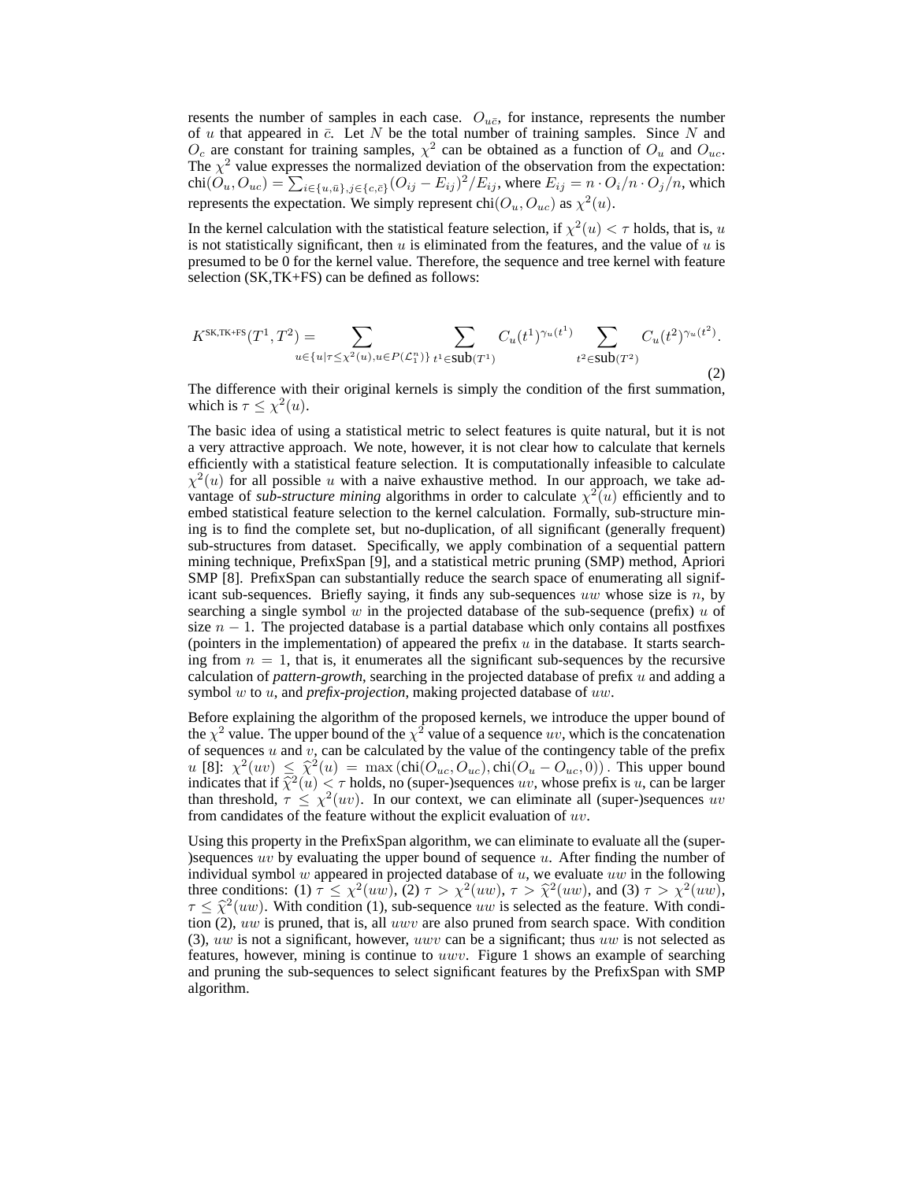resents the number of samples in each case. $O_{u\bar{c}}$, for instance, represents the number of $u$ that appeared in $\bar{c}$. Let $N$ be the total number of training samples. Since $N$ and $O_c$ are constant for training samples, $\chi^2$ can be obtained as a function of $O_u$ and $O_{uc}$. The $\chi^2$ value expresses the normalized deviation of the observation from the expectation: $\text{chi}(O_u, O_{uc}) = \sum_{i \in \{u,\bar{u}\}, j \in \{c,\bar{c}\}} (O_{ij} - E_{ij})^2 / E_{ij}$, where $E_{ij} = n \cdot O_i / n \cdot O_j / n$, which represents the expectation. We simply represent $\text{chi}(O_u, O_{uc})$ as $\chi^2(u)$.

In the kernel calculation with the statistical feature selection, if $\chi^2(u) < \tau$ holds, that is, $u$ is not statistically significant, then $u$ is eliminated from the features, and the value of $u$ is presumed to be 0 for the kernel value. Therefore, the sequence and tree kernel with feature selection (SK,TK+FS) can be defined as follows:

$$K^{\text{SK,TK+FS}}(T^1, T^2) = \sum_{u \in \{u | \tau \leq \chi^2(u), u \in P(\mathcal{L}_1^n)\}} \sum_{t^1 \in \text{sub}(T^1)} C_u(t^1)^{\gamma_u(t^1)} \sum_{t^2 \in \text{sub}(T^2)} C_u(t^2)^{\gamma_u(t^2)}. \tag{2}$$

The difference with their original kernels is simply the condition of the first summation, which is $\tau \leq \chi^2(u)$.

The basic idea of using a statistical metric to select features is quite natural, but it is not a very attractive approach. We note, however, it is not clear how to calculate that kernels efficiently with a statistical feature selection. It is computationally infeasible to calculate $\chi^2(u)$ for all possible $u$ with a naive exhaustive method. In our approach, we take advantage of *sub-structure mining* algorithms in order to calculate $\chi^2(u)$ efficiently and to embed statistical feature selection to the kernel calculation. Formally, sub-structure mining is to find the complete set, but no-duplication, of all significant (generally frequent) sub-structures from dataset. Specifically, we apply combination of a sequential pattern mining technique, PrefixSpan [9], and a statistical metric pruning (SMP) method, Apriori SMP [8]. PrefixSpan can substantially reduce the search space of enumerating all significant sub-sequences. Briefly saying, it finds any sub-sequences $uw$ whose size is $n$, by searching a single symbol $w$ in the projected database of the sub-sequence (prefix) $u$ of size $n-1$. The projected database is a partial database which only contains all postfixes (pointers in the implementation) of appeared the prefix $u$ in the database. It starts searching from $n = 1$, that is, it enumerates all the significant sub-sequences by the recursive calculation of *pattern-growth*, searching in the projected database of prefix $u$ and adding a symbol $w$ to $u$, and *prefix-projection*, making projected database of $uw$.

Before explaining the algorithm of the proposed kernels, we introduce the upper bound of the $\chi^2$ value. The upper bound of the $\chi^2$ value of a sequence $uv$, which is the concatenation of sequences $u$ and $v$, can be calculated by the value of the contingency table of the prefix $u$ [8]: $\chi^2(uv) \leq \widehat{\chi}^2(u) = \max\left(\text{chi}(O_{uc}, O_{uc}), \text{chi}(O_u - O_{uc}, 0)\right)$. This upper bound indicates that if $\widehat{\chi}^2(u) < \tau$ holds, no (super-)sequences $uv$, whose prefix is $u$, can be larger than threshold, $\tau \leq \chi^2(uv)$. In our context, we can eliminate all (super-)sequences $uv$ from candidates of the feature without the explicit evaluation of $uv$.

Using this property in the PrefixSpan algorithm, we can eliminate to evaluate all the (super-)sequences $uv$ by evaluating the upper bound of sequence $u$. After finding the number of individual symbol $w$ appeared in projected database of $u$, we evaluate $uw$ in the following three conditions: (1) $\tau \leq \chi^2(uw)$, (2) $\tau > \chi^2(uw)$, $\tau > \widehat{\chi}^2(uw)$, and (3) $\tau > \chi^2(uw)$, $\tau \leq \widehat{\chi}^2(uw)$. With condition (1), sub-sequence $uw$ is selected as the feature. With condition (2), $uw$ is pruned, that is, all $uwv$ are also pruned from search space. With condition (3), $uw$ is not a significant, however, $uwv$ can be a significant; thus $uw$ is not selected as features, however, mining is continue to $uwv$. Figure 1 shows an example of searching and pruning the sub-sequences to select significant features by the PrefixSpan with SMP algorithm.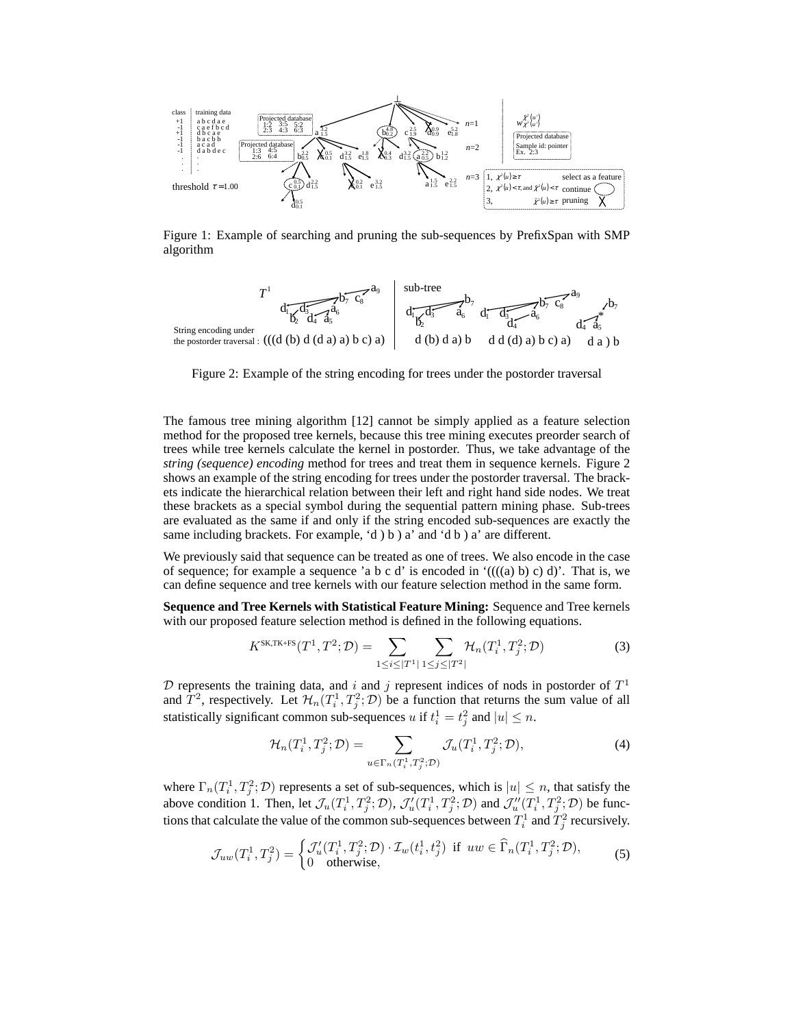Figure 1: Example of searching and pruning the sub-sequences by PrefixSpan with SMP algorithm

Figure 2: Example of the string encoding for trees under the postorder traversal

The famous tree mining algorithm [12] cannot be simply applied as a feature selection method for the proposed tree kernels, because this tree mining executes preorder search of trees while tree kernels calculate the kernel in postorder. Thus, we take advantage of the *string (sequence) encoding* method for trees and treat them in sequence kernels. Figure 2 shows an example of the string encoding for trees under the postorder traversal. The brackets indicate the hierarchical relation between their left and right hand side nodes. We treat these brackets as a special symbol during the sequential pattern mining phase. Sub-trees are evaluated as the same if and only if the string encoded sub-sequences are exactly the same including brackets. For example, 'd ) b ) a' and 'd b ) a' are different.

We previously said that sequence can be treated as one of trees. We also encode in the case of sequence; for example a sequence 'a b c d' is encoded in '((((a) b) c) d)'. That is, we can define sequence and tree kernels with our feature selection method in the same form.

**Sequence and Tree Kernels with Statistical Feature Mining:** Sequence and Tree kernels with our proposed feature selection method is defined in the following equations.

$$K^{\text{SK,TK+FS}}(T^1, T^2; \mathcal{D}) = \sum_{1 \leq i \leq |T^1|} \sum_{1 \leq j \leq |T^2|} \mathcal{H}_n(T_i^1, T_j^2; \mathcal{D}) \tag{3}$$

$\mathcal{D}$ represents the training data, and $i$ and $j$ represent indices of nods in postorder of $T^1$ and $T^2$, respectively. Let $\mathcal{H}_n(T_i^1, T_j^2; \mathcal{D})$ be a function that returns the sum value of all statistically significant common sub-sequences $u$ if $t_i^1 = t_j^2$ and $|u| \leq n$.

$$\mathcal{H}_n(T_i^1, T_j^2; \mathcal{D}) = \sum_{u \in \Gamma_n(T_i^1, T_j^2; \mathcal{D})} \mathcal{J}_u(T_i^1, T_j^2; \mathcal{D}), \tag{4}$$

where $\Gamma_n(T_i^1, T_j^2; \mathcal{D})$ represents a set of sub-sequences, which is $|u| \leq n$, that satisfy the above condition 1. Then, let $\mathcal{J}_u(T_i^1, T_j^2; \mathcal{D})$, $\mathcal{J}'_u(T_i^1, T_j^2; \mathcal{D})$ and $\mathcal{J}''_u(T_i^1, T_j^2; \mathcal{D})$ be functions that calculate the value of the common sub-sequences between $T_i^1$ and $T_j^2$ recursively.

$$\mathcal{J}_{uw}(T_i^1, T_j^2) = \begin{cases} \mathcal{J}'_u(T_i^1, T_j^2; \mathcal{D}) \cdot \mathcal{I}_w(t_i^1, t_j^2) & \text{if } uw \in \widehat{\Gamma}_n(T_i^1, T_j^2; \mathcal{D}), \\ 0 \quad \text{otherwise}, \end{cases} \tag{5}$$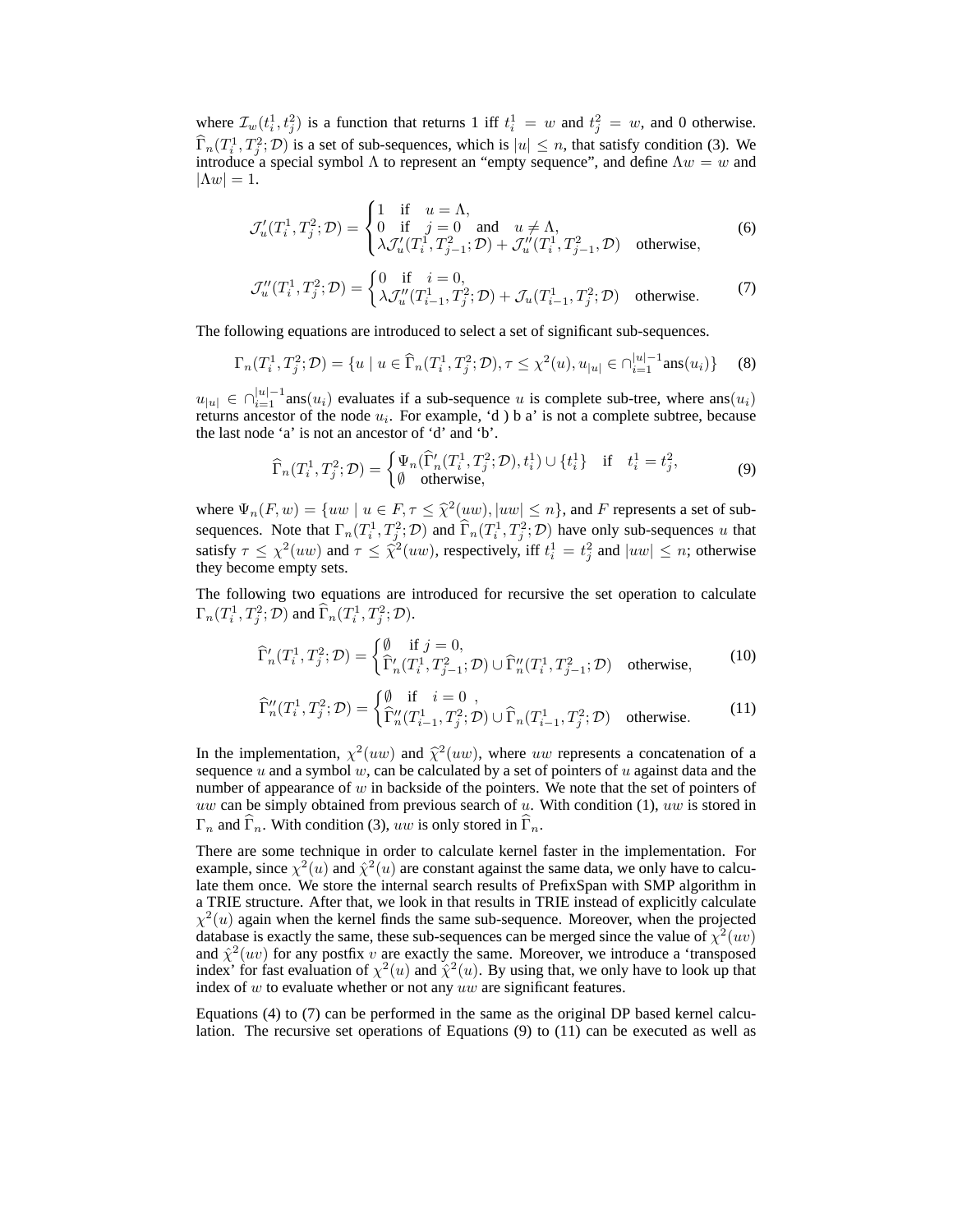where $\mathcal{I}_w(t_i^1, t_j^2)$ is a function that returns 1 iff $t_i^1 = w$ and $t_j^2 = w$, and 0 otherwise. $\widehat{\Gamma}_n(T_i^1, T_j^2; \mathcal{D})$ is a set of sub-sequences, which is $|u| \leq n$, that satisfy condition (3). We introduce a special symbol $\Lambda$ to represent an "empty sequence", and define $\Lambda w = w$ and $|\Lambda w| = 1$.

$$
\mathcal{J}'_u(T_i^1, T_j^2; \mathcal{D}) = \begin{cases} 1 & \text{if} \quad u = \Lambda, \\ 0 & \text{if} \quad j = 0 \quad \text{and} \quad u \neq \Lambda, \\ \lambda \mathcal{J}'_u(T_i^1, T_{j-1}^2; \mathcal{D}) + \mathcal{J}''_u(T_i^1, T_{j-1}^2, \mathcal{D}) & \text{otherwise}, \end{cases} \tag{6}
$$

$$
\mathcal{J}''_u(T_i^1, T_j^2; \mathcal{D}) = \begin{cases} 0 & \text{if} \quad i = 0, \\ \lambda \mathcal{J}''_u(T_{i-1}^1, T_j^2; \mathcal{D}) + \mathcal{J}_u(T_{i-1}^1, T_j^2; \mathcal{D}) & \text{otherwise}. \end{cases} \tag{7}
$$

The following equations are introduced to select a set of significant sub-sequences.

$$
\Gamma_n(T_i^1, T_j^2; \mathcal{D}) = \{ u \mid u \in \widehat{\Gamma}_n(T_i^1, T_j^2; \mathcal{D}), \tau \leq \chi^2(u), u_{|u|} \in \cap_{i=1}^{|u|-1} \text{ans}(u_i) \} \tag{8}
$$

$u_{|u|} \in \cap_{i=1}^{|u|-1} \text{ans}(u_i)$ evaluates if a sub-sequence $u$ is complete sub-tree, where $\text{ans}(u_i)$ returns ancestor of the node $u_i$. For example, 'd ) b a' is not a complete subtree, because the last node 'a' is not an ancestor of 'd' and 'b'.

$$
\widehat{\Gamma}_n(T_i^1, T_j^2; \mathcal{D}) = \begin{cases} \Psi_n(\widehat{\Gamma}'_n(T_i^1, T_j^2; \mathcal{D}), t_i^1) \cup \{t_i^1\} & \text{if} \quad t_i^1 = t_j^2, \\ \emptyset & \text{otherwise}, \end{cases} \tag{9}
$$

where $\Psi_n(F, w) = \{ uw \mid u \in F, \tau \leq \widehat{\chi}^2(uw), |uw| \leq n \}$, and $F$ represents a set of sub-sequences. Note that $\Gamma_n(T_i^1, T_j^2; \mathcal{D})$ and $\widehat{\Gamma}_n(T_i^1, T_j^2; \mathcal{D})$ have only sub-sequences $u$ that satisfy $\tau \leq \chi^2(uw)$ and $\tau \leq \widehat{\chi}^2(uw)$, respectively, iff $t_i^1 = t_j^2$ and $|uw| \leq n$; otherwise they become empty sets.

The following two equations are introduced for recursive the set operation to calculate $\Gamma_n(T_i^1, T_j^2; \mathcal{D})$ and $\widehat{\Gamma}_n(T_i^1, T_j^2; \mathcal{D})$.

$$
\widehat{\Gamma}'_n(T_i^1, T_j^2; \mathcal{D}) = \begin{cases} \emptyset & \text{if } j = 0, \\ \widehat{\Gamma}'_n(T_i^1, T_{j-1}^2; \mathcal{D}) \cup \widehat{\Gamma}''_n(T_i^1, T_{j-1}^2; \mathcal{D}) & \text{otherwise}, \end{cases} \tag{10}
$$

$$
\widehat{\Gamma}''_n(T_i^1, T_j^2; \mathcal{D}) = \begin{cases} \emptyset & \text{if} \quad i = 0 \;, \\ \widehat{\Gamma}''_n(T_{i-1}^1, T_j^2; \mathcal{D}) \cup \widehat{\Gamma}_n(T_{i-1}^1, T_j^2; \mathcal{D}) & \text{otherwise}. \end{cases} \tag{11}
$$

In the implementation, $\chi^2(uw)$ and $\widehat{\chi}^2(uw)$, where $uw$ represents a concatenation of a sequence $u$ and a symbol $w$, can be calculated by a set of pointers of $u$ against data and the number of appearance of $w$ in backside of the pointers. We note that the set of pointers of $uw$ can be simply obtained from previous search of $u$. With condition (1), $uw$ is stored in $\Gamma_n$ and $\widehat{\Gamma}_n$. With condition (3), $uw$ is only stored in $\widehat{\Gamma}_n$.

There are some technique in order to calculate kernel faster in the implementation. For example, since $\chi^2(u)$ and $\hat{\chi}^2(u)$ are constant against the same data, we only have to calculate them once. We store the internal search results of PrefixSpan with SMP algorithm in a TRIE structure. After that, we look in that results in TRIE instead of explicitly calculate $\chi^2(u)$ again when the kernel finds the same sub-sequence. Moreover, when the projected database is exactly the same, these sub-sequences can be merged since the value of $\chi^2(uv)$ and $\hat{\chi}^2(uv)$ for any postfix $v$ are exactly the same. Moreover, we introduce a 'transposed index' for fast evaluation of $\chi^2(u)$ and $\hat{\chi}^2(u)$. By using that, we only have to look up that index of $w$ to evaluate whether or not any $uw$ are significant features.

Equations (4) to (7) can be performed in the same as the original DP based kernel calculation. The recursive set operations of Equations (9) to (11) can be executed as well as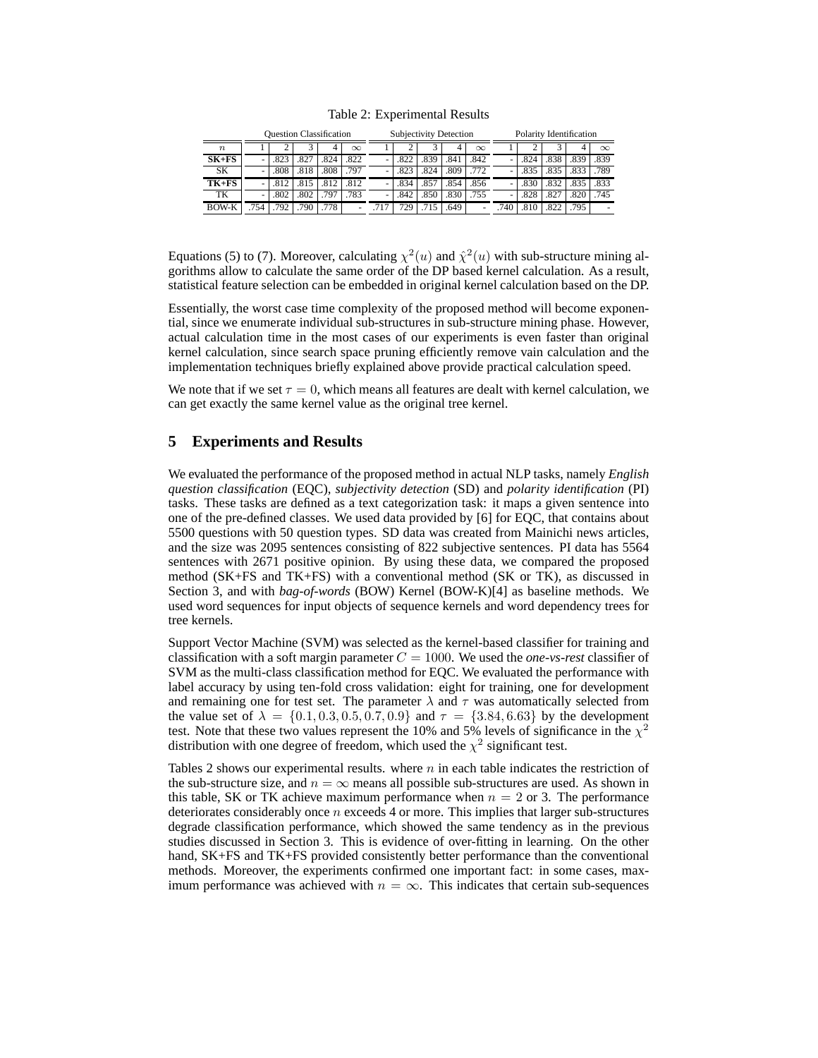Table 2: Experimental Results

| | Question Classification | | | | | Subjectivity Detection | | | | | Polarity Identification | | | | |
|---|---|---|---|---|---|---|---|---|---|---|---|---|---|---|---|
| $n$ | 1 | 2 | 3 | 4 | $\infty$ | 1 | 2 | 3 | 4 | $\infty$ | 1 | 2 | 3 | 4 | $\infty$ |
| **SK+FS** | - | .823 | .827 | .824 | .822 | - | .822 | .839 | .841 | .842 | - | .824 | .838 | .839 | .839 |
| SK | - | .808 | .818 | .808 | .797 | - | .823 | .824 | .809 | .772 | - | .835 | .835 | .833 | .789 |
| **TK+FS** | - | .812 | .815 | .812 | .812 | - | .834 | .857 | .854 | .856 | - | .830 | .832 | .835 | .833 |
| TK | - | .802 | .802 | .797 | .783 | - | .842 | .850 | .830 | .755 | - | .828 | .827 | .820 | .745 |
| BOW-K | .754 | .792 | .790 | .778 | - | .717 | 729 | .715 | .649 | - | .740 | .810 | .822 | .795 | - |

Equations (5) to (7). Moreover, calculating $\chi^2(u)$ and $\hat{\chi}^2(u)$ with sub-structure mining algorithms allow to calculate the same order of the DP based kernel calculation. As a result, statistical feature selection can be embedded in original kernel calculation based on the DP.

Essentially, the worst case time complexity of the proposed method will become exponential, since we enumerate individual sub-structures in sub-structure mining phase. However, actual calculation time in the most cases of our experiments is even faster than original kernel calculation, since search space pruning efficiently remove vain calculation and the implementation techniques briefly explained above provide practical calculation speed.

We note that if we set $\tau = 0$, which means all features are dealt with kernel calculation, we can get exactly the same kernel value as the original tree kernel.

## 5 Experiments and Results

We evaluated the performance of the proposed method in actual NLP tasks, namely *English question classification* (EQC), *subjectivity detection* (SD) and *polarity identification* (PI) tasks. These tasks are defined as a text categorization task: it maps a given sentence into one of the pre-defined classes. We used data provided by [6] for EQC, that contains about 5500 questions with 50 question types. SD data was created from Mainichi news articles, and the size was 2095 sentences consisting of 822 subjective sentences. PI data has 5564 sentences with 2671 positive opinion. By using these data, we compared the proposed method (SK+FS and TK+FS) with a conventional method (SK or TK), as discussed in Section 3, and with *bag-of-words* (BOW) Kernel (BOW-K)[4] as baseline methods. We used word sequences for input objects of sequence kernels and word dependency trees for tree kernels.

Support Vector Machine (SVM) was selected as the kernel-based classifier for training and classification with a soft margin parameter $C = 1000$. We used the *one-vs-rest* classifier of SVM as the multi-class classification method for EQC. We evaluated the performance with label accuracy by using ten-fold cross validation: eight for training, one for development and remaining one for test set. The parameter $\lambda$ and $\tau$ was automatically selected from the value set of $\lambda = \{0.1, 0.3, 0.5, 0.7, 0.9\}$ and $\tau = \{3.84, 6.63\}$ by the development test. Note that these two values represent the 10% and 5% levels of significance in the $\chi^2$ distribution with one degree of freedom, which used the $\chi^2$ significant test.

Tables 2 shows our experimental results. where $n$ in each table indicates the restriction of the sub-structure size, and $n = \infty$ means all possible sub-structures are used. As shown in this table, SK or TK achieve maximum performance when $n = 2$ or 3. The performance deteriorates considerably once $n$ exceeds 4 or more. This implies that larger sub-structures degrade classification performance, which showed the same tendency as in the previous studies discussed in Section 3. This is evidence of over-fitting in learning. On the other hand, SK+FS and TK+FS provided consistently better performance than the conventional methods. Moreover, the experiments confirmed one important fact: in some cases, maximum performance was achieved with $n = \infty$. This indicates that certain sub-sequences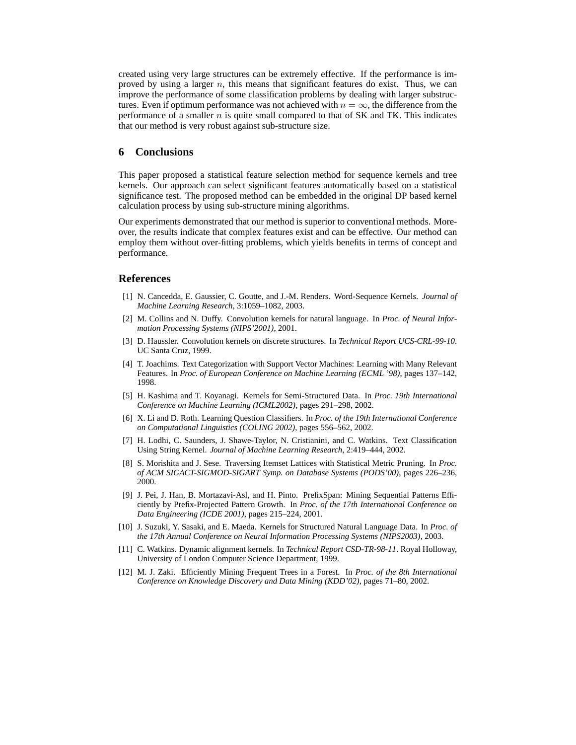created using very large structures can be extremely effective. If the performance is improved by using a larger $n$, this means that significant features do exist. Thus, we can improve the performance of some classification problems by dealing with larger substructures. Even if optimum performance was not achieved with $n = \infty$, the difference from the performance of a smaller $n$ is quite small compared to that of SK and TK. This indicates that our method is very robust against sub-structure size.

## 6 Conclusions

This paper proposed a statistical feature selection method for sequence kernels and tree kernels. Our approach can select significant features automatically based on a statistical significance test. The proposed method can be embedded in the original DP based kernel calculation process by using sub-structure mining algorithms.

Our experiments demonstrated that our method is superior to conventional methods. Moreover, the results indicate that complex features exist and can be effective. Our method can employ them without over-fitting problems, which yields benefits in terms of concept and performance.

## References

[1] N. Cancedda, E. Gaussier, C. Goutte, and J.-M. Renders. Word-Sequence Kernels. *Journal of Machine Learning Research*, 3:1059–1082, 2003.

[2] M. Collins and N. Duffy. Convolution kernels for natural language. In *Proc. of Neural Information Processing Systems (NIPS'2001)*, 2001.

[3] D. Haussler. Convolution kernels on discrete structures. In *Technical Report UCS-CRL-99-10*. UC Santa Cruz, 1999.

[4] T. Joachims. Text Categorization with Support Vector Machines: Learning with Many Relevant Features. In *Proc. of European Conference on Machine Learning (ECML '98)*, pages 137–142, 1998.

[5] H. Kashima and T. Koyanagi. Kernels for Semi-Structured Data. In *Proc. 19th International Conference on Machine Learning (ICML2002)*, pages 291–298, 2002.

[6] X. Li and D. Roth. Learning Question Classifiers. In *Proc. of the 19th International Conference on Computational Linguistics (COLING 2002)*, pages 556–562, 2002.

[7] H. Lodhi, C. Saunders, J. Shawe-Taylor, N. Cristianini, and C. Watkins. Text Classification Using String Kernel. *Journal of Machine Learning Research*, 2:419–444, 2002.

[8] S. Morishita and J. Sese. Traversing Itemset Lattices with Statistical Metric Pruning. In *Proc. of ACM SIGACT-SIGMOD-SIGART Symp. on Database Systems (PODS'00)*, pages 226–236, 2000.

[9] J. Pei, J. Han, B. Mortazavi-Asl, and H. Pinto. PrefixSpan: Mining Sequential Patterns Efficiently by Prefix-Projected Pattern Growth. In *Proc. of the 17th International Conference on Data Engineering (ICDE 2001)*, pages 215–224, 2001.

[10] J. Suzuki, Y. Sasaki, and E. Maeda. Kernels for Structured Natural Language Data. In *Proc. of the 17th Annual Conference on Neural Information Processing Systems (NIPS2003)*, 2003.

[11] C. Watkins. Dynamic alignment kernels. In *Technical Report CSD-TR-98-11*. Royal Holloway, University of London Computer Science Department, 1999.

[12] M. J. Zaki. Efficiently Mining Frequent Trees in a Forest. In *Proc. of the 8th International Conference on Knowledge Discovery and Data Mining (KDD'02)*, pages 71–80, 2002.